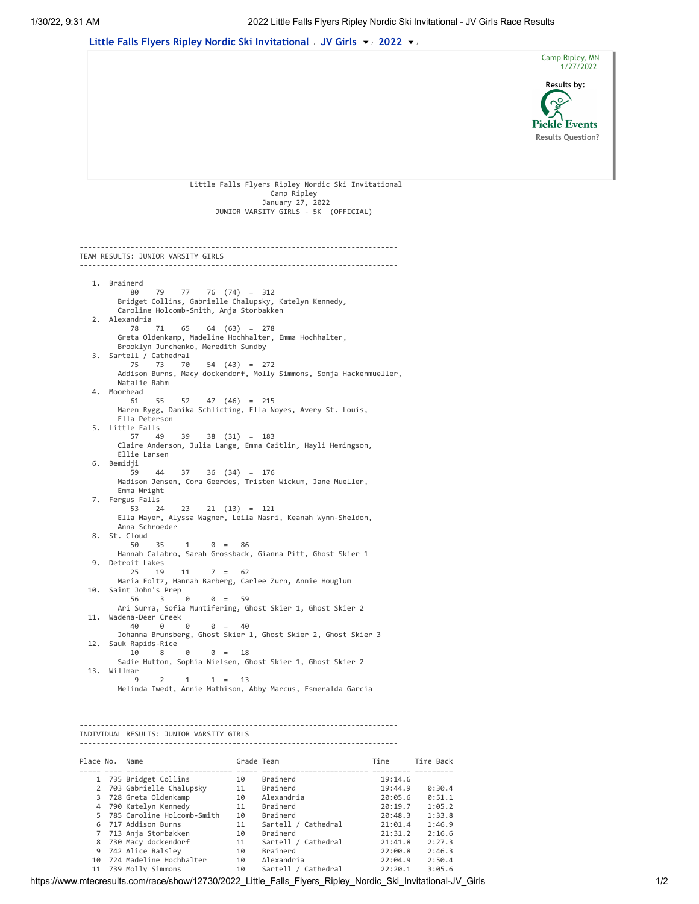Little Falls Flyers Ripley Nordic Ski Invitational / JV Girls / 2022

Camp Ripley, MN
1/27/2022

Results by:
Pickle Events
Results Question?

Little Falls Flyers Ripley Nordic Ski Invitational
Camp Ripley
January 27, 2022
JUNIOR VARSITY GIRLS - 5K (OFFICIAL)

## TEAM RESULTS: JUNIOR VARSITY GIRLS

```
  1. Brainerd
        80    79    77    76  (74)  =  312
      Bridget Collins, Gabrielle Chalupsky, Katelyn Kennedy,
      Caroline Holcomb-Smith, Anja Storbakken
  2. Alexandria
        78    71    65    64  (63)  =  278
      Greta Oldenkamp, Madeline Hochhalter, Emma Hochhalter,
      Brooklyn Jurchenko, Meredith Sundby
  3. Sartell / Cathedral
        75    73    70    54  (43)  =  272
      Addison Burns, Macy dockendorf, Molly Simmons, Sonja Hackenmueller,
      Natalie Rahm
  4. Moorhead
        61    55    52    47  (46)  =  215
      Maren Rygg, Danika Schlicting, Ella Noyes, Avery St. Louis,
      Ella Peterson
  5. Little Falls
        57    49    39    38  (31)  =  183
      Claire Anderson, Julia Lange, Emma Caitlin, Hayli Hemingson,
      Ellie Larsen
  6. Bemidji
        59    44    37    36  (34)  =  176
      Madison Jensen, Cora Geerdes, Tristen Wickum, Jane Mueller,
      Emma Wright
  7. Fergus Falls
        53    24    23    21  (13)  =  121
      Ella Mayer, Alyssa Wagner, Leila Nasri, Keanah Wynn-Sheldon,
      Anna Schroeder
  8. St. Cloud
        50    35     1     0  =   86
      Hannah Calabro, Sarah Grossback, Gianna Pitt, Ghost Skier 1
  9. Detroit Lakes
        25    19    11     7  =   62
      Maria Foltz, Hannah Barberg, Carlee Zurn, Annie Houglum
 10. Saint John's Prep
        56     3     0     0  =   59
      Ari Surma, Sofia Muntifering, Ghost Skier 1, Ghost Skier 2
 11. Wadena-Deer Creek
        40     0     0     0  =   40
      Johanna Brunsberg, Ghost Skier 1, Ghost Skier 2, Ghost Skier 3
 12. Sauk Rapids-Rice
        10     8     0     0  =   18
      Sadie Hutton, Sophia Nielsen, Ghost Skier 1, Ghost Skier 2
 13. Willmar
         9     2     1     1  =   13
      Melinda Twedt, Annie Mathison, Abby Marcus, Esmeralda Garcia
```

## INDIVIDUAL RESULTS: JUNIOR VARSITY GIRLS

| Place | No. | Name | Grade | Team | Time | Time Back |
|---|---|---|---|---|---|---|
| 1 | 735 | Bridget Collins | 10 | Brainerd | 19:14.6 | |
| 2 | 703 | Gabrielle Chalupsky | 11 | Brainerd | 19:44.9 | 0:30.4 |
| 3 | 728 | Greta Oldenkamp | 10 | Alexandria | 20:05.6 | 0:51.1 |
| 4 | 790 | Katelyn Kennedy | 11 | Brainerd | 20:19.7 | 1:05.2 |
| 5 | 785 | Caroline Holcomb-Smith | 10 | Brainerd | 20:48.3 | 1:33.8 |
| 6 | 717 | Addison Burns | 11 | Sartell / Cathedral | 21:01.4 | 1:46.9 |
| 7 | 713 | Anja Storbakken | 10 | Brainerd | 21:31.2 | 2:16.6 |
| 8 | 730 | Macy dockendorf | 11 | Sartell / Cathedral | 21:41.8 | 2:27.3 |
| 9 | 742 | Alice Balsley | 10 | Brainerd | 22:00.8 | 2:46.3 |
| 10 | 724 | Madeline Hochhalter | 10 | Alexandria | 22:04.9 | 2:50.4 |
| 11 | 739 | Molly Simmons | 10 | Sartell / Cathedral | 22:20.1 | 3:05.6 |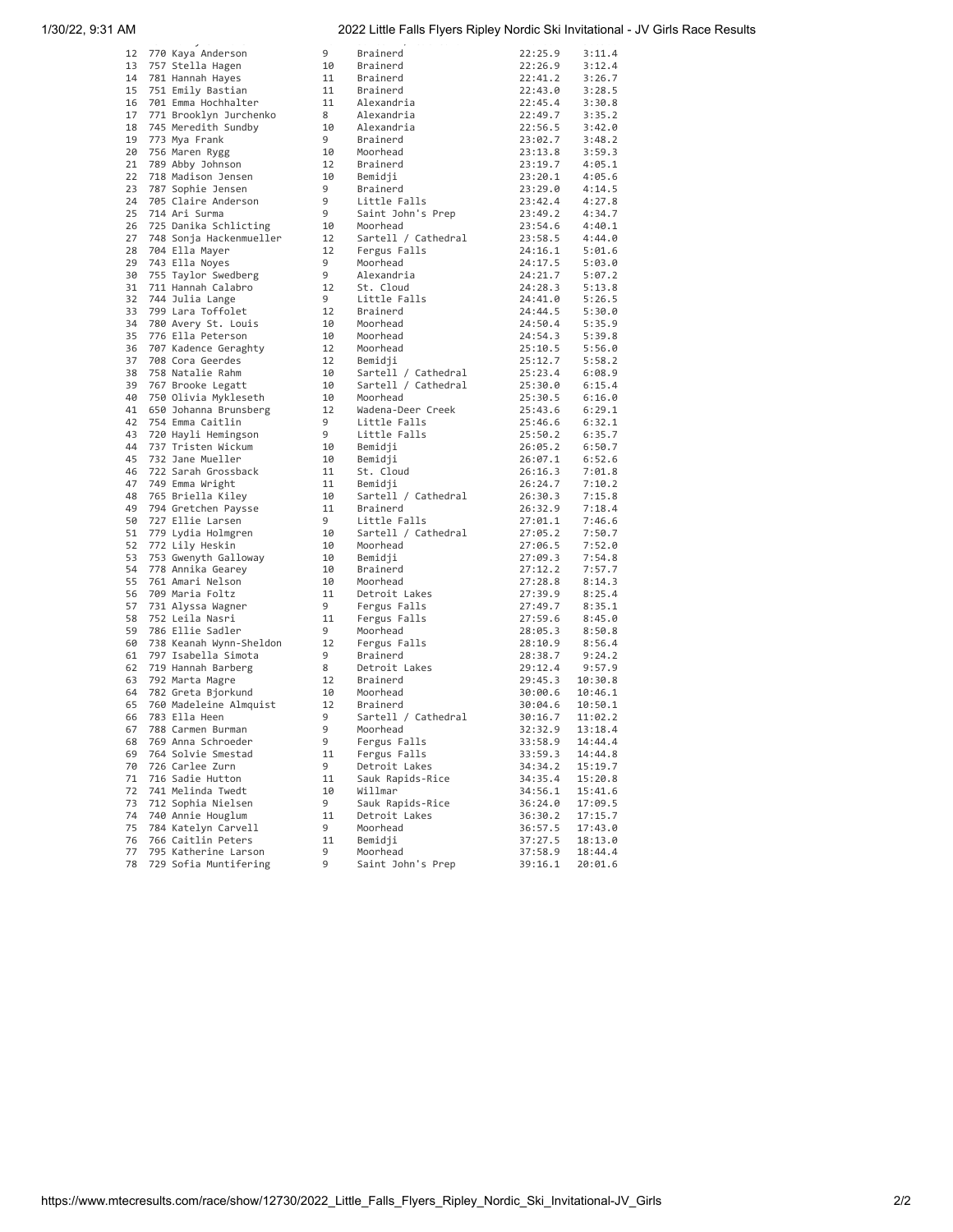| | | | | | | |
|---|---|---|---|---|---|---|
| 12 | 770 | Kaya Anderson | 9 | Brainerd | 22:25.9 | 3:11.4 |
| 13 | 757 | Stella Hagen | 10 | Brainerd | 22:26.9 | 3:12.4 |
| 14 | 781 | Hannah Hayes | 11 | Brainerd | 22:41.2 | 3:26.7 |
| 15 | 751 | Emily Bastian | 11 | Brainerd | 22:43.0 | 3:28.5 |
| 16 | 701 | Emma Hochhalter | 11 | Alexandria | 22:45.4 | 3:30.8 |
| 17 | 771 | Brooklyn Jurchenko | 8 | Alexandria | 22:49.7 | 3:35.2 |
| 18 | 745 | Meredith Sundby | 10 | Alexandria | 22:56.5 | 3:42.0 |
| 19 | 773 | Mya Frank | 9 | Brainerd | 23:02.7 | 3:48.2 |
| 20 | 756 | Maren Rygg | 10 | Moorhead | 23:13.8 | 3:59.3 |
| 21 | 789 | Abby Johnson | 12 | Brainerd | 23:19.7 | 4:05.1 |
| 22 | 718 | Madison Jensen | 10 | Bemidji | 23:20.1 | 4:05.6 |
| 23 | 787 | Sophie Jensen | 9 | Brainerd | 23:29.0 | 4:14.5 |
| 24 | 705 | Claire Anderson | 9 | Little Falls | 23:42.4 | 4:27.8 |
| 25 | 714 | Ari Surma | 9 | Saint John's Prep | 23:49.2 | 4:34.7 |
| 26 | 725 | Danika Schlicting | 10 | Moorhead | 23:54.6 | 4:40.1 |
| 27 | 748 | Sonja Hackenmueller | 12 | Sartell / Cathedral | 23:58.5 | 4:44.0 |
| 28 | 704 | Ella Mayer | 12 | Fergus Falls | 24:16.1 | 5:01.6 |
| 29 | 743 | Ella Noyes | 9 | Moorhead | 24:17.5 | 5:03.0 |
| 30 | 755 | Taylor Swedberg | 9 | Alexandria | 24:21.7 | 5:07.2 |
| 31 | 711 | Hannah Calabro | 12 | St. Cloud | 24:28.3 | 5:13.8 |
| 32 | 744 | Julia Lange | 9 | Little Falls | 24:41.0 | 5:26.5 |
| 33 | 799 | Lara Toffolet | 12 | Brainerd | 24:44.5 | 5:30.0 |
| 34 | 780 | Avery St. Louis | 10 | Moorhead | 24:50.4 | 5:35.9 |
| 35 | 776 | Ella Peterson | 10 | Moorhead | 24:54.3 | 5:39.8 |
| 36 | 707 | Kadence Geraghty | 12 | Moorhead | 25:10.5 | 5:56.0 |
| 37 | 708 | Cora Geerdes | 12 | Bemidji | 25:12.7 | 5:58.2 |
| 38 | 758 | Natalie Rahm | 10 | Sartell / Cathedral | 25:23.4 | 6:08.9 |
| 39 | 767 | Brooke Legatt | 10 | Sartell / Cathedral | 25:30.0 | 6:15.4 |
| 40 | 750 | Olivia Mykleseth | 10 | Moorhead | 25:30.5 | 6:16.0 |
| 41 | 650 | Johanna Brunsberg | 12 | Wadena-Deer Creek | 25:43.6 | 6:29.1 |
| 42 | 754 | Emma Caitlin | 9 | Little Falls | 25:46.6 | 6:32.1 |
| 43 | 720 | Hayli Hemingson | 9 | Little Falls | 25:50.2 | 6:35.7 |
| 44 | 737 | Tristen Wickum | 10 | Bemidji | 26:05.2 | 6:50.7 |
| 45 | 732 | Jane Mueller | 10 | Bemidji | 26:07.1 | 6:52.6 |
| 46 | 722 | Sarah Grossback | 11 | St. Cloud | 26:16.3 | 7:01.8 |
| 47 | 749 | Emma Wright | 11 | Bemidji | 26:24.7 | 7:10.2 |
| 48 | 765 | Briella Kiley | 10 | Sartell / Cathedral | 26:30.3 | 7:15.8 |
| 49 | 794 | Gretchen Paysse | 11 | Brainerd | 26:32.9 | 7:18.4 |
| 50 | 727 | Ellie Larsen | 9 | Little Falls | 27:01.1 | 7:46.6 |
| 51 | 779 | Lydia Holmgren | 10 | Sartell / Cathedral | 27:05.2 | 7:50.7 |
| 52 | 772 | Lily Heskin | 10 | Moorhead | 27:06.5 | 7:52.0 |
| 53 | 753 | Gwenyth Galloway | 10 | Bemidji | 27:09.3 | 7:54.8 |
| 54 | 778 | Annika Gearey | 10 | Brainerd | 27:12.2 | 7:57.7 |
| 55 | 761 | Amari Nelson | 10 | Moorhead | 27:28.8 | 8:14.3 |
| 56 | 709 | Maria Foltz | 11 | Detroit Lakes | 27:39.9 | 8:25.4 |
| 57 | 731 | Alyssa Wagner | 9 | Fergus Falls | 27:49.7 | 8:35.1 |
| 58 | 752 | Leila Nasri | 11 | Fergus Falls | 27:59.6 | 8:45.0 |
| 59 | 786 | Ellie Sadler | 9 | Moorhead | 28:05.3 | 8:50.8 |
| 60 | 738 | Keanah Wynn-Sheldon | 12 | Fergus Falls | 28:10.9 | 8:56.4 |
| 61 | 797 | Isabella Simota | 9 | Brainerd | 28:38.7 | 9:24.2 |
| 62 | 719 | Hannah Barberg | 8 | Detroit Lakes | 29:12.4 | 9:57.9 |
| 63 | 792 | Marta Magre | 12 | Brainerd | 29:45.3 | 10:30.8 |
| 64 | 782 | Greta Bjorkund | 10 | Moorhead | 30:00.6 | 10:46.1 |
| 65 | 760 | Madeleine Almquist | 12 | Brainerd | 30:04.6 | 10:50.1 |
| 66 | 783 | Ella Heen | 9 | Sartell / Cathedral | 30:16.7 | 11:02.2 |
| 67 | 788 | Carmen Burman | 9 | Moorhead | 32:32.9 | 13:18.4 |
| 68 | 769 | Anna Schroeder | 9 | Fergus Falls | 33:58.9 | 14:44.4 |
| 69 | 764 | Solvie Smestad | 11 | Fergus Falls | 33:59.3 | 14:44.8 |
| 70 | 726 | Carlee Zurn | 9 | Detroit Lakes | 34:34.2 | 15:19.7 |
| 71 | 716 | Sadie Hutton | 11 | Sauk Rapids-Rice | 34:35.4 | 15:20.8 |
| 72 | 741 | Melinda Twedt | 10 | Willmar | 34:56.1 | 15:41.6 |
| 73 | 712 | Sophia Nielsen | 9 | Sauk Rapids-Rice | 36:24.0 | 17:09.5 |
| 74 | 740 | Annie Houglum | 11 | Detroit Lakes | 36:30.2 | 17:15.7 |
| 75 | 784 | Katelyn Carvell | 9 | Moorhead | 36:57.5 | 17:43.0 |
| 76 | 766 | Caitlin Peters | 11 | Bemidji | 37:27.5 | 18:13.0 |
| 77 | 795 | Katherine Larson | 9 | Moorhead | 37:58.9 | 18:44.4 |
| 78 | 729 | Sofia Muntifering | 9 | Saint John's Prep | 39:16.1 | 20:01.6 |